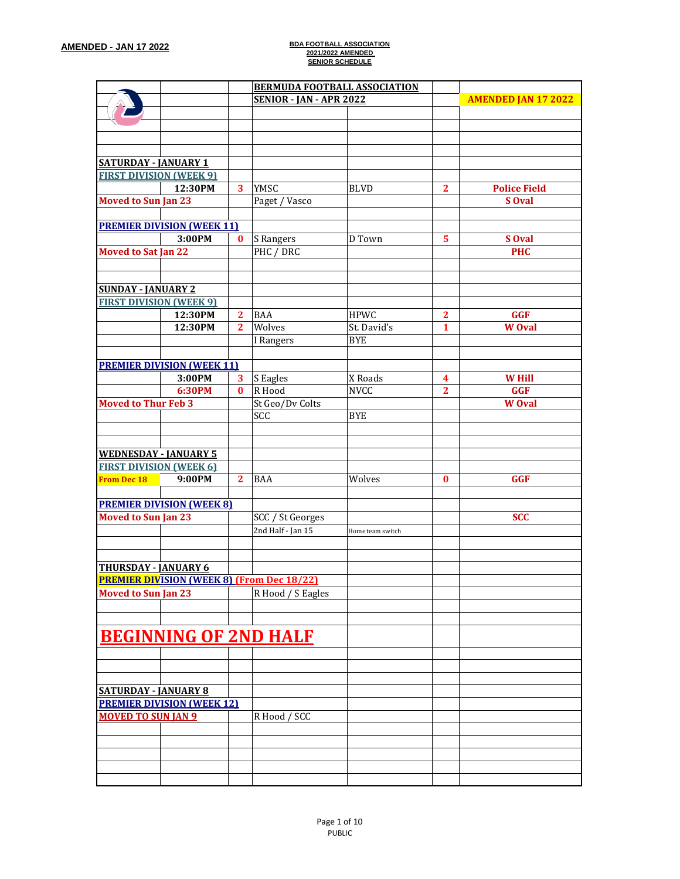**AMENDED - JAN 17 2022**

**BDA FOOTBALL ASSOCIATION**
**2021/2022 AMENDED**
**SENIOR SCHEDULE**

| | | | BERMUDA FOOTBALL ASSOCIATION | | | |
|---|---|---|---|---|---|---|
| | | | SENIOR - JAN - APR 2022 | | | AMENDED JAN 17 2022 |
| **SATURDAY - JANUARY 1** | | | | | | |
| **FIRST DIVISION (WEEK 9)** | | | | | | |
| | 12:30PM | 3 | YMSC | BLVD | 2 | Police Field |
| Moved to Sun Jan 23 | | | Paget / Vasco | | | S Oval |
| **PREMIER DIVISION (WEEK 11)** | | | | | | |
| | 3:00PM | 0 | S Rangers | D Town | 5 | S Oval |
| Moved to Sat Jan 22 | | | PHC / DRC | | | PHC |
| **SUNDAY - JANUARY 2** | | | | | | |
| **FIRST DIVISION (WEEK 9)** | | | | | | |
| | 12:30PM | 2 | BAA | HPWC | 2 | GGF |
| | 12:30PM | 2 | Wolves | St. David's | 1 | W Oval |
| | | | I Rangers | BYE | | |
| **PREMIER DIVISION (WEEK 11)** | | | | | | |
| | 3:00PM | 3 | S Eagles | X Roads | 4 | W Hill |
| | 6:30PM | 0 | R Hood | NVCC | 2 | GGF |
| Moved to Thur Feb 3 | | | St Geo/Dv Colts | | | W Oval |
| | | | SCC | BYE | | |
| **WEDNESDAY - JANUARY 5** | | | | | | |
| **FIRST DIVISION (WEEK 6)** | | | | | | |
| From Dec 18 | 9:00PM | 2 | BAA | Wolves | 0 | GGF |
| **PREMIER DIVISION (WEEK 8)** | | | | | | |
| Moved to Sun Jan 23 | | | SCC / St Georges | | | SCC |
| | | | 2nd Half - Jan 15 | Home team switch | | |
| **THURSDAY - JANUARY 6** | | | | | | |
| **PREMIER DIVISION (WEEK 8) (From Dec 18/22)** | | | | | | |
| Moved to Sun Jan 23 | | | R Hood / S Eagles | | | |
| **BEGINNING OF 2ND HALF** | | | | | | |
| **SATURDAY - JANUARY 8** | | | | | | |
| **PREMIER DIVISION (WEEK 12)** | | | | | | |
| MOVED TO SUN JAN 9 | | | R Hood / SCC | | | |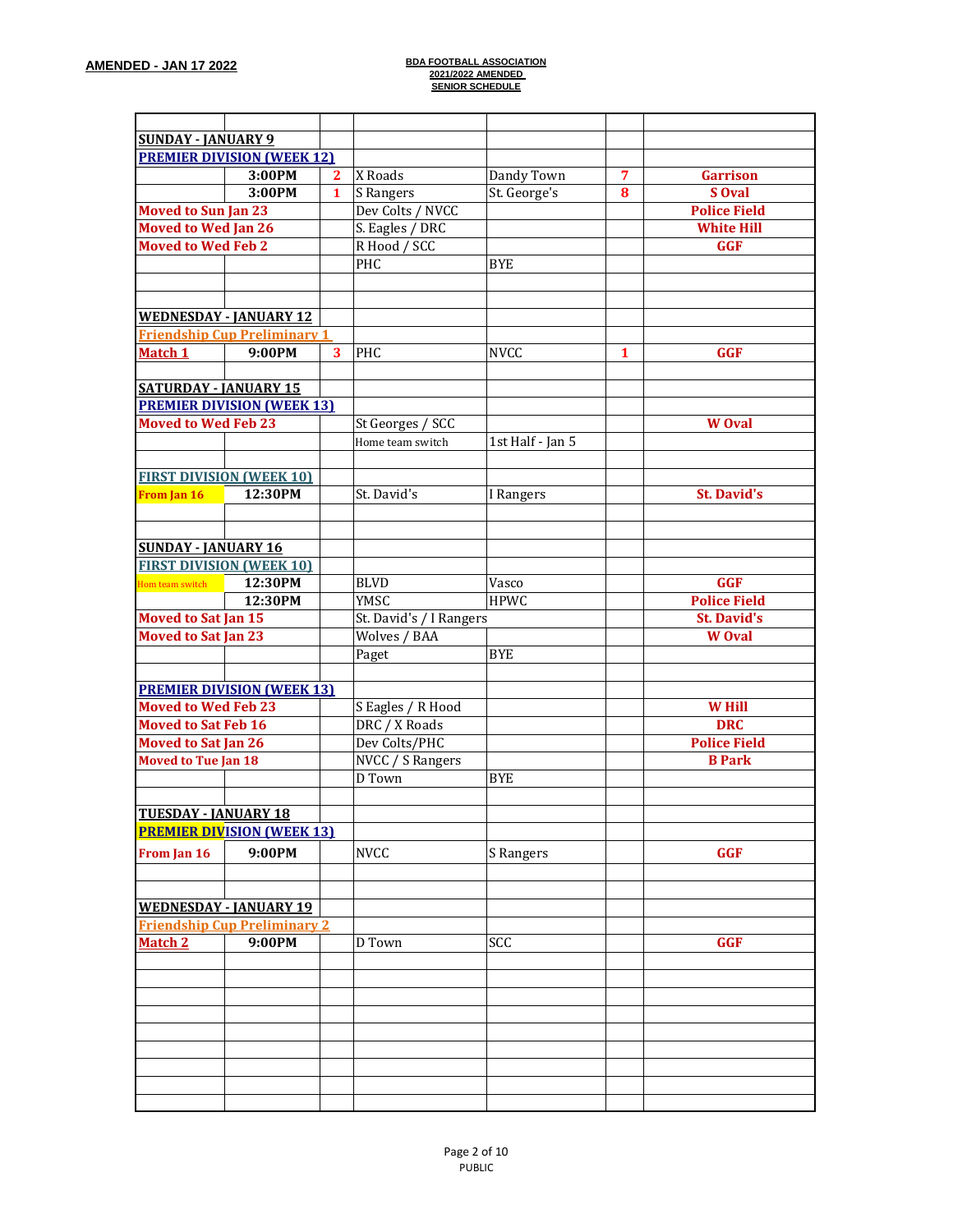**AMENDED - JAN 17 2022**

**BDA FOOTBALL ASSOCIATION**
**2021/2022 AMENDED**
**SENIOR SCHEDULE**

| | | | | | | |
|---|---|---|---|---|---|---|
| **SUNDAY - JANUARY 9** | | | | | | |
| **PREMIER DIVISION (WEEK 12)** | | | | | | |
| | **3:00PM** | **2** | X Roads | Dandy Town | **7** | **Garrison** |
| | **3:00PM** | **1** | S Rangers | St. George's | **8** | **S Oval** |
| **Moved to Sun Jan 23** | | | Dev Colts / NVCC | | | **Police Field** |
| **Moved to Wed Jan 26** | | | S. Eagles / DRC | | | **White Hill** |
| **Moved to Wed Feb 2** | | | R Hood / SCC | | | **GGF** |
| | | | PHC | BYE | | |
| | | | | | | |
| | | | | | | |
| **WEDNESDAY - JANUARY 12** | | | | | | |
| **Friendship Cup Preliminary 1** | | | | | | |
| **Match 1** | **9:00PM** | **3** | PHC | NVCC | **1** | **GGF** |
| | | | | | | |
| **SATURDAY - JANUARY 15** | | | | | | |
| **PREMIER DIVISION (WEEK 13)** | | | | | | |
| **Moved to Wed Feb 23** | | | St Georges / SCC | | | **W Oval** |
| | | | Home team switch | 1st Half - Jan 5 | | |
| | | | | | | |
| **FIRST DIVISION (WEEK 10)** | | | | | | |
| **From Jan 16** | **12:30PM** | | St. David's | I Rangers | | **St. David's** |
| | | | | | | |
| | | | | | | |
| **SUNDAY - JANUARY 16** | | | | | | |
| **FIRST DIVISION (WEEK 10)** | | | | | | |
| Hom team switch | **12:30PM** | | BLVD | Vasco | | **GGF** |
| | **12:30PM** | | YMSC | HPWC | | **Police Field** |
| **Moved to Sat Jan 15** | | | St. David's / I Rangers | | | **St. David's** |
| **Moved to Sat Jan 23** | | | Wolves / BAA | | | **W Oval** |
| | | | Paget | BYE | | |
| | | | | | | |
| **PREMIER DIVISION (WEEK 13)** | | | | | | |
| **Moved to Wed Feb 23** | | | S Eagles / R Hood | | | **W Hill** |
| **Moved to Sat Feb 16** | | | DRC / X Roads | | | **DRC** |
| **Moved to Sat Jan 26** | | | Dev Colts/PHC | | | **Police Field** |
| **Moved to Tue Jan 18** | | | NVCC / S Rangers | | | **B Park** |
| | | | D Town | BYE | | |
| | | | | | | |
| **TUESDAY - JANUARY 18** | | | | | | |
| **PREMIER DIVISION (WEEK 13)** | | | | | | |
| **From Jan 16** | **9:00PM** | | NVCC | S Rangers | | **GGF** |
| | | | | | | |
| | | | | | | |
| **WEDNESDAY - JANUARY 19** | | | | | | |
| **Friendship Cup Preliminary 2** | | | | | | |
| **Match 2** | **9:00PM** | | D Town | SCC | | **GGF** |

PUBLIC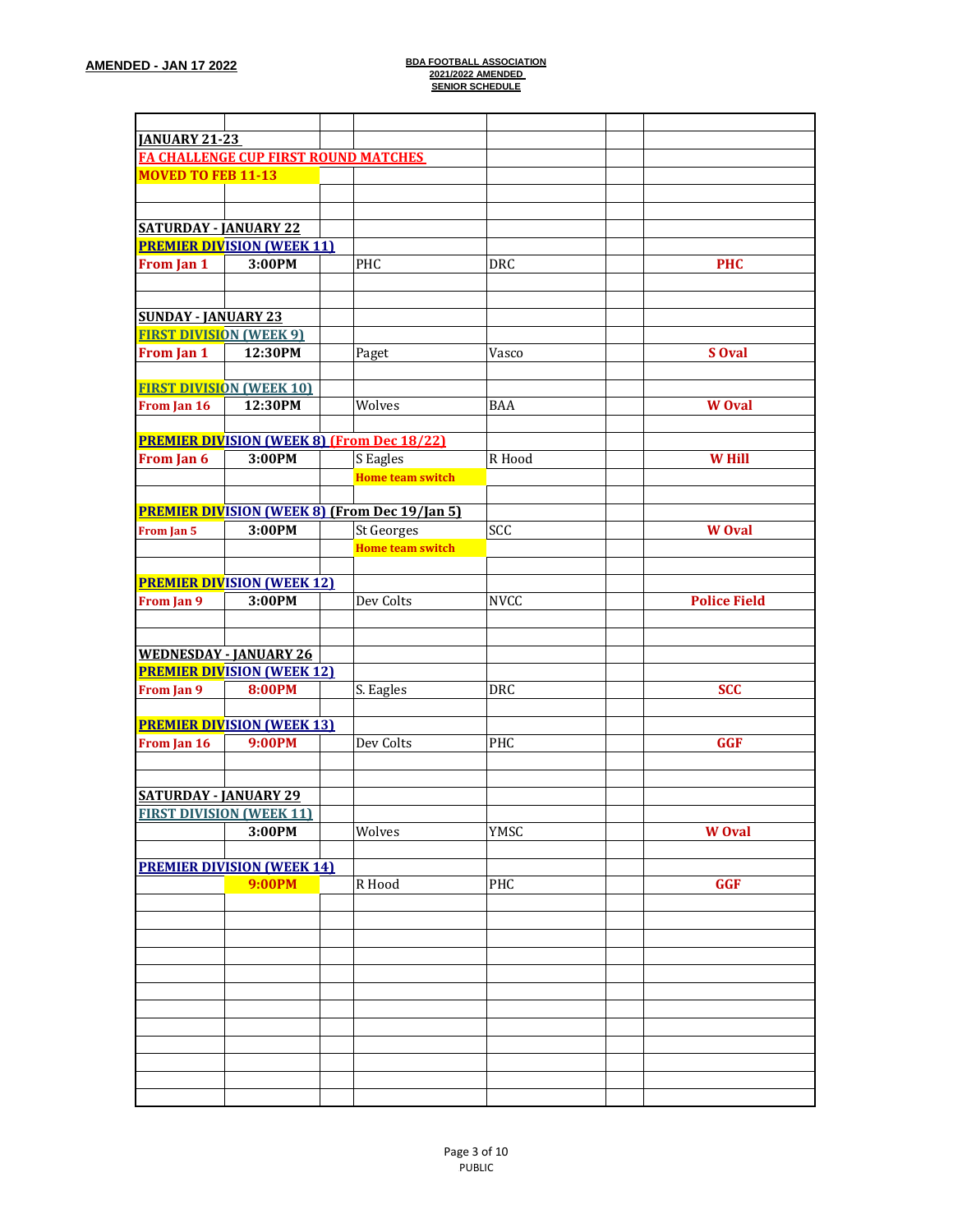AMENDED - JAN 17 2022

BDA FOOTBALL ASSOCIATION
2021/2022 AMENDED
SENIOR SCHEDULE

| | | | | | | |
|---|---|---|---|---|---|---|
| **JANUARY 21-23** | | | | | | |
| **FA CHALLENGE CUP FIRST ROUND MATCHES** | | | | | | |
| **MOVED TO FEB 11-13** | | | | | | |
| | | | | | | |
| | | | | | | |
| **SATURDAY - JANUARY 22** | | | | | | |
| **PREMIER DIVISION (WEEK 11)** | | | | | | |
| **From Jan 1** | **3:00PM** | | PHC | DRC | | **PHC** |
| | | | | | | |
| | | | | | | |
| **SUNDAY - JANUARY 23** | | | | | | |
| **FIRST DIVISION (WEEK 9)** | | | | | | |
| **From Jan 1** | **12:30PM** | | Paget | Vasco | | **S Oval** |
| | | | | | | |
| **FIRST DIVISION (WEEK 10)** | | | | | | |
| **From Jan 16** | **12:30PM** | | Wolves | BAA | | **W Oval** |
| | | | | | | |
| **PREMIER DIVISION (WEEK 8) (From Dec 18/22)** | | | | | | |
| **From Jan 6** | **3:00PM** | | S Eagles | R Hood | | **W Hill** |
| | | | **Home team switch** | | | |
| | | | | | | |
| **PREMIER DIVISION (WEEK 8) (From Dec 19/Jan 5)** | | | | | | |
| **From Jan 5** | **3:00PM** | | St Georges | SCC | | **W Oval** |
| | | | **Home team switch** | | | |
| | | | | | | |
| **PREMIER DIVISION (WEEK 12)** | | | | | | |
| **From Jan 9** | **3:00PM** | | Dev Colts | NVCC | | **Police Field** |
| | | | | | | |
| | | | | | | |
| **WEDNESDAY - JANUARY 26** | | | | | | |
| **PREMIER DIVISION (WEEK 12)** | | | | | | |
| **From Jan 9** | **8:00PM** | | S. Eagles | DRC | | **SCC** |
| | | | | | | |
| **PREMIER DIVISION (WEEK 13)** | | | | | | |
| **From Jan 16** | **9:00PM** | | Dev Colts | PHC | | **GGF** |
| | | | | | | |
| | | | | | | |
| **SATURDAY - JANUARY 29** | | | | | | |
| **FIRST DIVISION (WEEK 11)** | | | | | | |
| | **3:00PM** | | Wolves | YMSC | | **W Oval** |
| | | | | | | |
| **PREMIER DIVISION (WEEK 14)** | | | | | | |
| | **9:00PM** | | R Hood | PHC | | **GGF** |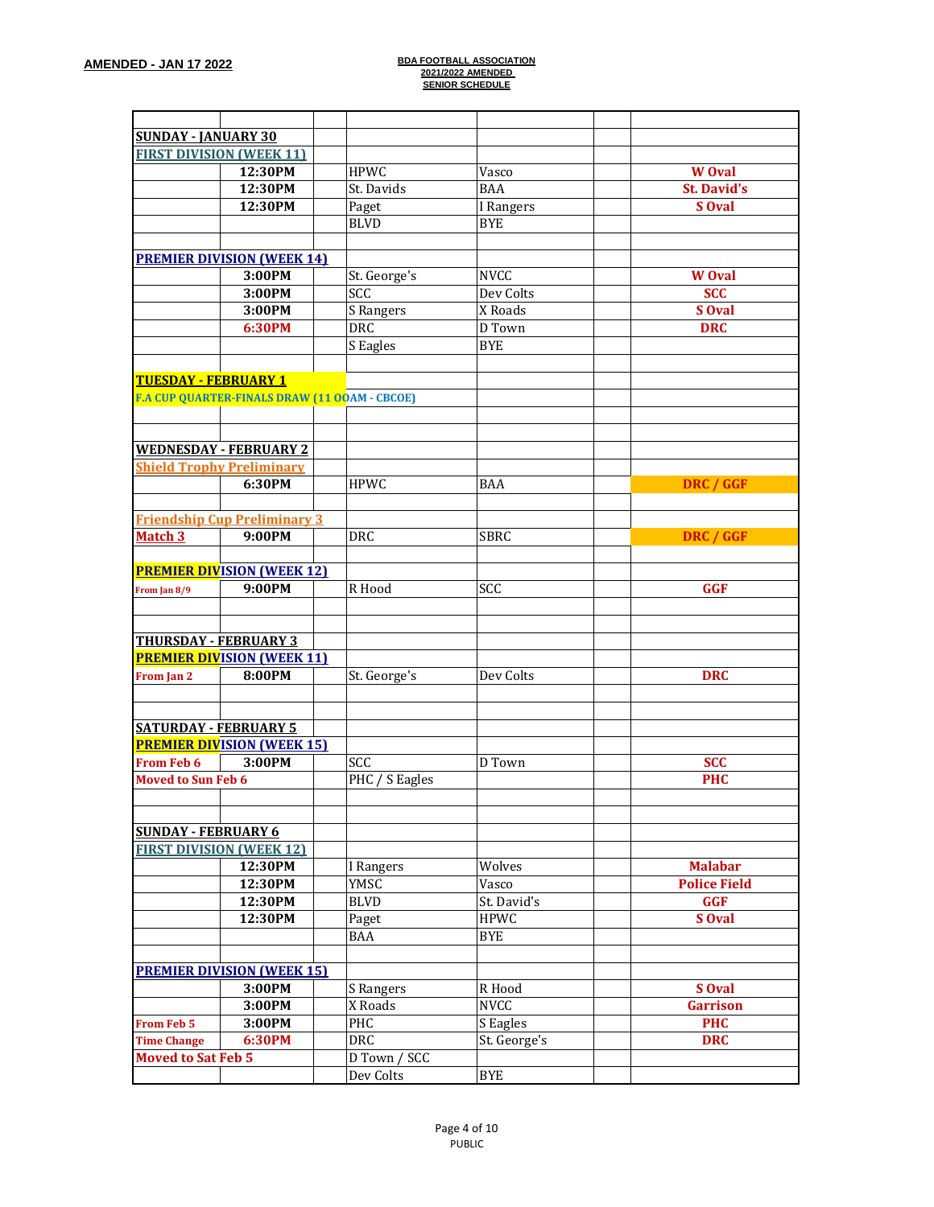**AMENDED - JAN 17 2022**

**BDA FOOTBALL ASSOCIATION**
**2021/2022 AMENDED**
**SENIOR SCHEDULE**

| | | | | | | |
|---|---|---|---|---|---|---|
| **SUNDAY - JANUARY 30** | | | | | | |
| **FIRST DIVISION (WEEK 11)** | | | | | | |
| | **12:30PM** | | HPWC | Vasco | | **W Oval** |
| | **12:30PM** | | St. Davids | BAA | | **St. David's** |
| | **12:30PM** | | Paget | I Rangers | | **S Oval** |
| | | | BLVD | BYE | | |
| | | | | | | |
| **PREMIER DIVISION (WEEK 14)** | | | | | | |
| | **3:00PM** | | St. George's | NVCC | | **W Oval** |
| | **3:00PM** | | SCC | Dev Colts | | **SCC** |
| | **3:00PM** | | S Rangers | X Roads | | **S Oval** |
| | **6:30PM** | | DRC | D Town | | **DRC** |
| | | | S Eagles | BYE | | |
| | | | | | | |
| **TUESDAY - FEBRUARY 1** | | | | | | |
| **F.A CUP QUARTER-FINALS DRAW (11 OOAM - CBCOE)** | | | | | | |
| | | | | | | |
| | | | | | | |
| **WEDNESDAY - FEBRUARY 2** | | | | | | |
| **Shield Trophy Preliminary** | | | | | | |
| | **6:30PM** | | HPWC | BAA | | **DRC / GGF** |
| | | | | | | |
| **Friendship Cup Preliminary 3** | | | | | | |
| **Match 3** | **9:00PM** | | DRC | SBRC | | **DRC / GGF** |
| | | | | | | |
| **PREMIER DIVISION (WEEK 12)** | | | | | | |
| **From Jan 8/9** | **9:00PM** | | R Hood | SCC | | **GGF** |
| | | | | | | |
| | | | | | | |
| **THURSDAY - FEBRUARY 3** | | | | | | |
| **PREMIER DIVISION (WEEK 11)** | | | | | | |
| **From Jan 2** | **8:00PM** | | St. George's | Dev Colts | | **DRC** |
| | | | | | | |
| | | | | | | |
| **SATURDAY - FEBRUARY 5** | | | | | | |
| **PREMIER DIVISION (WEEK 15)** | | | | | | |
| **From Feb 6** | **3:00PM** | | SCC | D Town | | **SCC** |
| **Moved to Sun Feb 6** | | | PHC / S Eagles | | | **PHC** |
| | | | | | | |
| | | | | | | |
| **SUNDAY - FEBRUARY 6** | | | | | | |
| **FIRST DIVISION (WEEK 12)** | | | | | | |
| | **12:30PM** | | I Rangers | Wolves | | **Malabar** |
| | **12:30PM** | | YMSC | Vasco | | **Police Field** |
| | **12:30PM** | | BLVD | St. David's | | **GGF** |
| | **12:30PM** | | Paget | HPWC | | **S Oval** |
| | | | BAA | BYE | | |
| | | | | | | |
| **PREMIER DIVISION (WEEK 15)** | | | | | | |
| | **3:00PM** | | S Rangers | R Hood | | **S Oval** |
| | **3:00PM** | | X Roads | NVCC | | **Garrison** |
| **From Feb 5** | **3:00PM** | | PHC | S Eagles | | **PHC** |
| **Time Change** | **6:30PM** | | DRC | St. George's | | **DRC** |
| **Moved to Sat Feb 5** | | | D Town / SCC | | | |
| | | | Dev Colts | BYE | | |

PUBLIC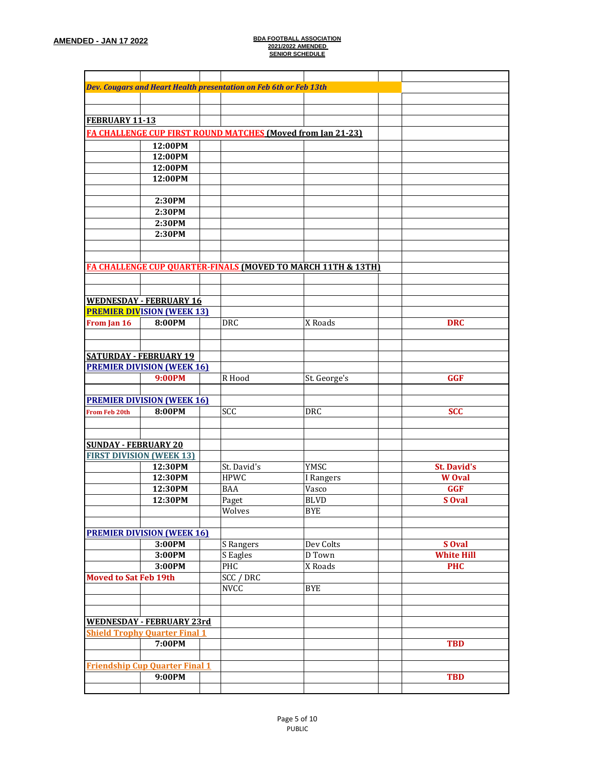**AMENDED - JAN 17 2022**

**BDA FOOTBALL ASSOCIATION**
**2021/2022 AMENDED**
**SENIOR SCHEDULE**

| | | | | | | |
|---|---|---|---|---|---|---|
| *Dev. Cougars and Heart Health presentation on Feb 6th or Feb 13th* | | | | | | |
| | | | | | | |
| | | | | | | |
| **FEBRUARY 11-13** | | | | | | |
| **FA CHALLENGE CUP FIRST ROUND MATCHES (Moved from Jan 21-23)** | | | | | | |
| | **12:00PM** | | | | | |
| | **12:00PM** | | | | | |
| | **12:00PM** | | | | | |
| | **12:00PM** | | | | | |
| | | | | | | |
| | **2:30PM** | | | | | |
| | **2:30PM** | | | | | |
| | **2:30PM** | | | | | |
| | **2:30PM** | | | | | |
| | | | | | | |
| | | | | | | |
| **FA CHALLENGE CUP QUARTER-FINALS (MOVED TO MARCH 11TH & 13TH)** | | | | | | |
| | | | | | | |
| | | | | | | |
| **WEDNESDAY - FEBRUARY 16** | | | | | | |
| **PREMIER DIVISION (WEEK 13)** | | | | | | |
| **From Jan 16** | **8:00PM** | | DRC | X Roads | | **DRC** |
| | | | | | | |
| | | | | | | |
| **SATURDAY - FEBRUARY 19** | | | | | | |
| **PREMIER DIVISION (WEEK 16)** | | | | | | |
| | **9:00PM** | | R Hood | St. George's | | **GGF** |
| | | | | | | |
| **PREMIER DIVISION (WEEK 16)** | | | | | | |
| **From Feb 20th** | **8:00PM** | | SCC | DRC | | **SCC** |
| | | | | | | |
| | | | | | | |
| **SUNDAY - FEBRUARY 20** | | | | | | |
| **FIRST DIVISION (WEEK 13)** | | | | | | |
| | **12:30PM** | | St. David's | YMSC | | **St. David's** |
| | **12:30PM** | | HPWC | I Rangers | | **W Oval** |
| | **12:30PM** | | BAA | Vasco | | **GGF** |
| | **12:30PM** | | Paget | BLVD | | **S Oval** |
| | | | Wolves | BYE | | |
| | | | | | | |
| **PREMIER DIVISION (WEEK 16)** | | | | | | |
| | **3:00PM** | | S Rangers | Dev Colts | | **S Oval** |
| | **3:00PM** | | S Eagles | D Town | | **White Hill** |
| | **3:00PM** | | PHC | X Roads | | **PHC** |
| **Moved to Sat Feb 19th** | | | SCC / DRC | | | |
| | | | NVCC | BYE | | |
| | | | | | | |
| | | | | | | |
| **WEDNESDAY - FEBRUARY 23rd** | | | | | | |
| **Shield Trophy Quarter Final 1** | | | | | | |
| | **7:00PM** | | | | | **TBD** |
| | | | | | | |
| **Friendship Cup Quarter Final 1** | | | | | | |
| | **9:00PM** | | | | | **TBD** |
| | | | | | | |

PUBLIC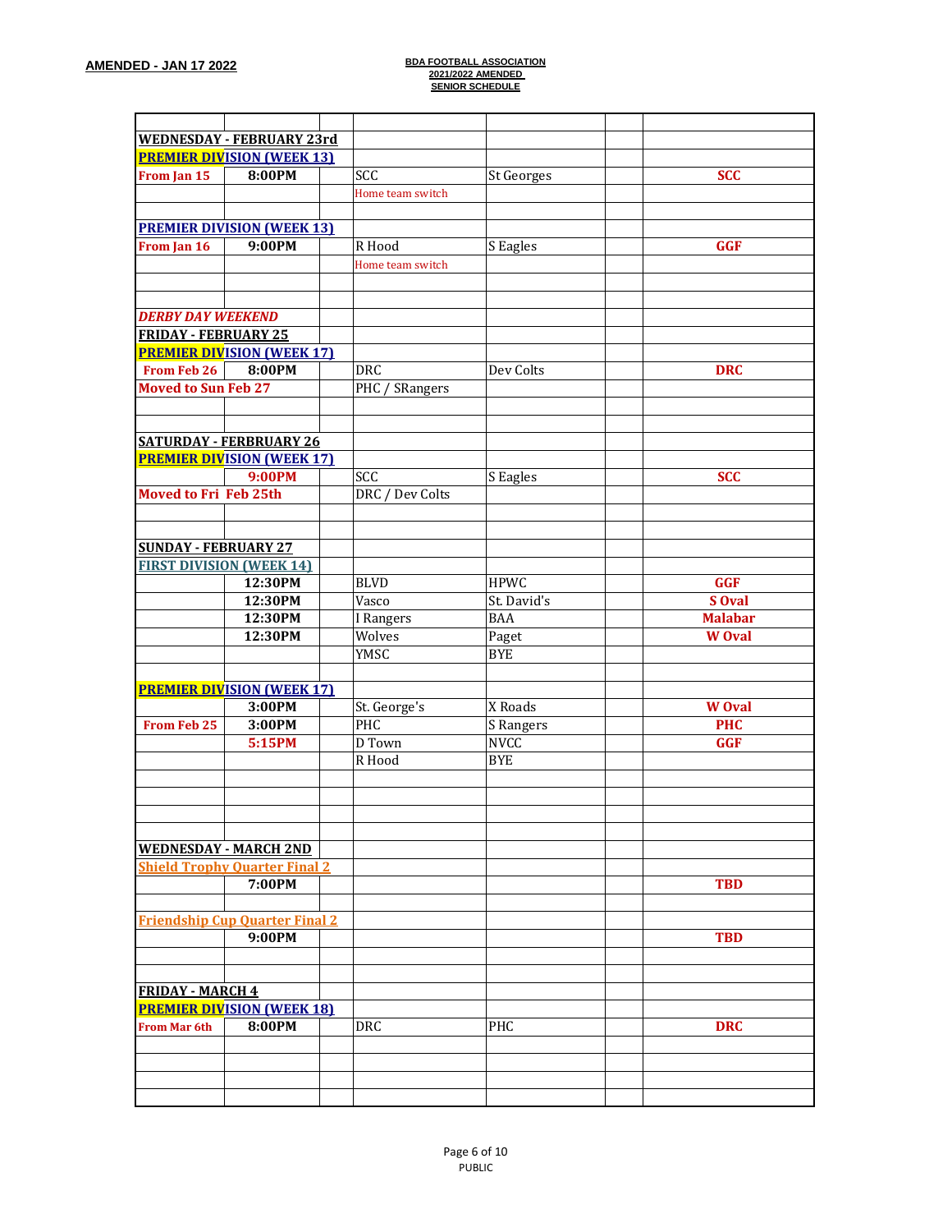**AMENDED - JAN 17 2022**

**BDA FOOTBALL ASSOCIATION**
**2021/2022 AMENDED**
**SENIOR SCHEDULE**

| | | | | | | |
|---|---|---|---|---|---|---|
| **WEDNESDAY - FEBRUARY 23rd** | | | | | | |
| **PREMIER DIVISION (WEEK 13)** | | | | | | |
| **From Jan 15** | **8:00PM** | | SCC | St Georges | | **SCC** |
| | | | Home team switch | | | |
| | | | | | | |
| **PREMIER DIVISION (WEEK 13)** | | | | | | |
| **From Jan 16** | **9:00PM** | | R Hood | S Eagles | | **GGF** |
| | | | Home team switch | | | |
| | | | | | | |
| | | | | | | |
| ***DERBY DAY WEEKEND*** | | | | | | |
| **FRIDAY - FEBRUARY 25** | | | | | | |
| **PREMIER DIVISION (WEEK 17)** | | | | | | |
| **From Feb 26** | **8:00PM** | | DRC | Dev Colts | | **DRC** |
| **Moved to Sun Feb 27** | | | PHC / SRangers | | | |
| | | | | | | |
| | | | | | | |
| **SATURDAY - FERBRUARY 26** | | | | | | |
| **PREMIER DIVISION (WEEK 17)** | | | | | | |
| | **9:00PM** | | SCC | S Eagles | | **SCC** |
| **Moved to Fri Feb 25th** | | | DRC / Dev Colts | | | |
| | | | | | | |
| | | | | | | |
| **SUNDAY - FEBRUARY 27** | | | | | | |
| **FIRST DIVISION (WEEK 14)** | | | | | | |
| | **12:30PM** | | BLVD | HPWC | | **GGF** |
| | **12:30PM** | | Vasco | St. David's | | **S Oval** |
| | **12:30PM** | | I Rangers | BAA | | **Malabar** |
| | **12:30PM** | | Wolves | Paget | | **W Oval** |
| | | | YMSC | BYE | | |
| | | | | | | |
| **PREMIER DIVISION (WEEK 17)** | | | | | | |
| | **3:00PM** | | St. George's | X Roads | | **W Oval** |
| **From Feb 25** | **3:00PM** | | PHC | S Rangers | | **PHC** |
| | **5:15PM** | | D Town | NVCC | | **GGF** |
| | | | R Hood | BYE | | |
| | | | | | | |
| | | | | | | |
| | | | | | | |
| | | | | | | |
| **WEDNESDAY - MARCH 2ND** | | | | | | |
| **Shield Trophy Quarter Final 2** | | | | | | |
| | **7:00PM** | | | | | **TBD** |
| | | | | | | |
| **Friendship Cup Quarter Final 2** | | | | | | |
| | **9:00PM** | | | | | **TBD** |
| | | | | | | |
| | | | | | | |
| **FRIDAY - MARCH 4** | | | | | | |
| **PREMIER DIVISION (WEEK 18)** | | | | | | |
| **From Mar 6th** | **8:00PM** | | DRC | PHC | | **DRC** |
| | | | | | | |
| | | | | | | |
| | | | | | | |
| | | | | | | |

PUBLIC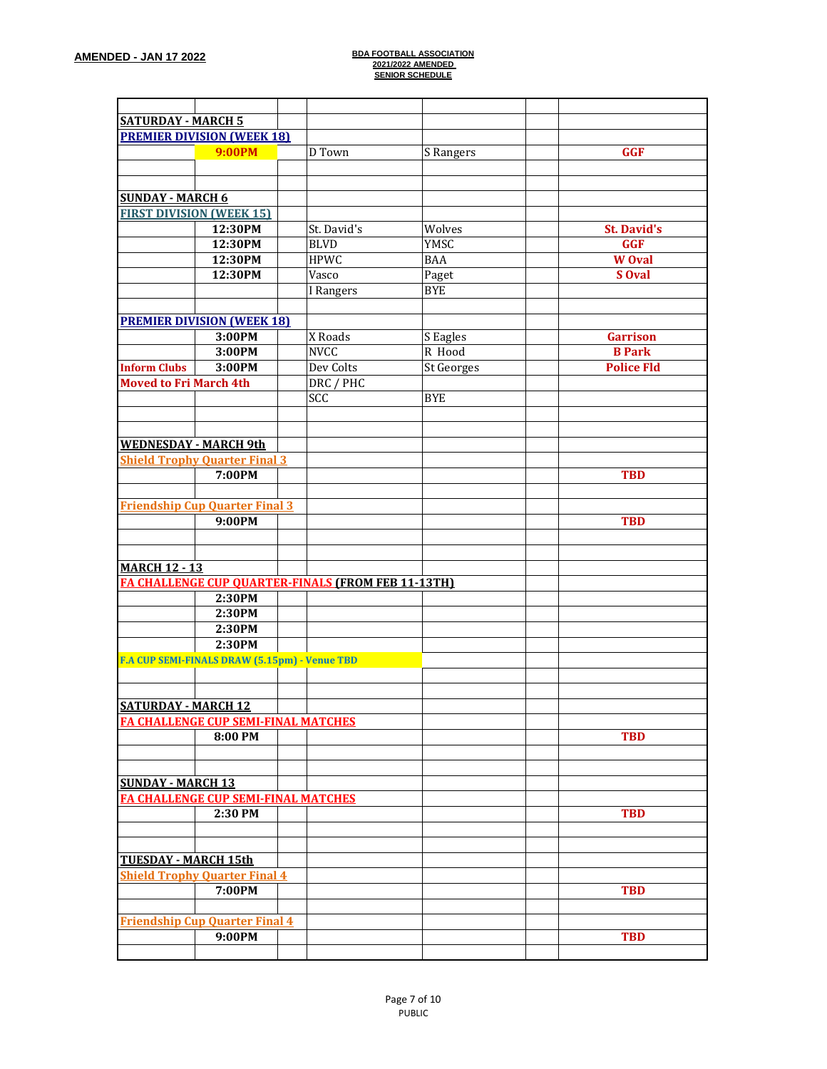**AMENDED - JAN 17 2022**

**BDA FOOTBALL ASSOCIATION**
**2021/2022 AMENDED**
**SENIOR SCHEDULE**

| | | | | | | |
|---|---|---|---|---|---|---|
| **SATURDAY - MARCH 5** | | | | | | |
| **PREMIER DIVISION (WEEK 18)** | | | | | | |
| | **9:00PM** | | D Town | S Rangers | | **GGF** |
| | | | | | | |
| | | | | | | |
| **SUNDAY - MARCH 6** | | | | | | |
| **FIRST DIVISION (WEEK 15)** | | | | | | |
| | **12:30PM** | | St. David's | Wolves | | **St. David's** |
| | **12:30PM** | | BLVD | YMSC | | **GGF** |
| | **12:30PM** | | HPWC | BAA | | **W Oval** |
| | **12:30PM** | | Vasco | Paget | | **S Oval** |
| | | | I Rangers | BYE | | |
| | | | | | | |
| **PREMIER DIVISION (WEEK 18)** | | | | | | |
| | **3:00PM** | | X Roads | S Eagles | | **Garrison** |
| | **3:00PM** | | NVCC | R Hood | | **B Park** |
| **Inform Clubs** | **3:00PM** | | Dev Colts | St Georges | | **Police Fld** |
| **Moved to Fri March 4th** | | | DRC / PHC | | | |
| | | | SCC | BYE | | |
| | | | | | | |
| | | | | | | |
| **WEDNESDAY - MARCH 9th** | | | | | | |
| **Shield Trophy Quarter Final 3** | | | | | | |
| | **7:00PM** | | | | | **TBD** |
| | | | | | | |
| **Friendship Cup Quarter Final 3** | | | | | | |
| | **9:00PM** | | | | | **TBD** |
| | | | | | | |
| | | | | | | |
| **MARCH 12 - 13** | | | | | | |
| **FA CHALLENGE CUP QUARTER-FINALS (FROM FEB 11-13TH)** | | | | | | |
| | **2:30PM** | | | | | |
| | **2:30PM** | | | | | |
| | **2:30PM** | | | | | |
| | **2:30PM** | | | | | |
| **F.A CUP SEMI-FINALS DRAW (5.15pm) - Venue TBD** | | | | | | |
| | | | | | | |
| | | | | | | |
| **SATURDAY - MARCH 12** | | | | | | |
| **FA CHALLENGE CUP SEMI-FINAL MATCHES** | | | | | | |
| | **8:00 PM** | | | | | **TBD** |
| | | | | | | |
| | | | | | | |
| **SUNDAY - MARCH 13** | | | | | | |
| **FA CHALLENGE CUP SEMI-FINAL MATCHES** | | | | | | |
| | **2:30 PM** | | | | | **TBD** |
| | | | | | | |
| | | | | | | |
| **TUESDAY - MARCH 15th** | | | | | | |
| **Shield Trophy Quarter Final 4** | | | | | | |
| | **7:00PM** | | | | | **TBD** |
| | | | | | | |
| **Friendship Cup Quarter Final 4** | | | | | | |
| | **9:00PM** | | | | | **TBD** |
| | | | | | | |

PUBLIC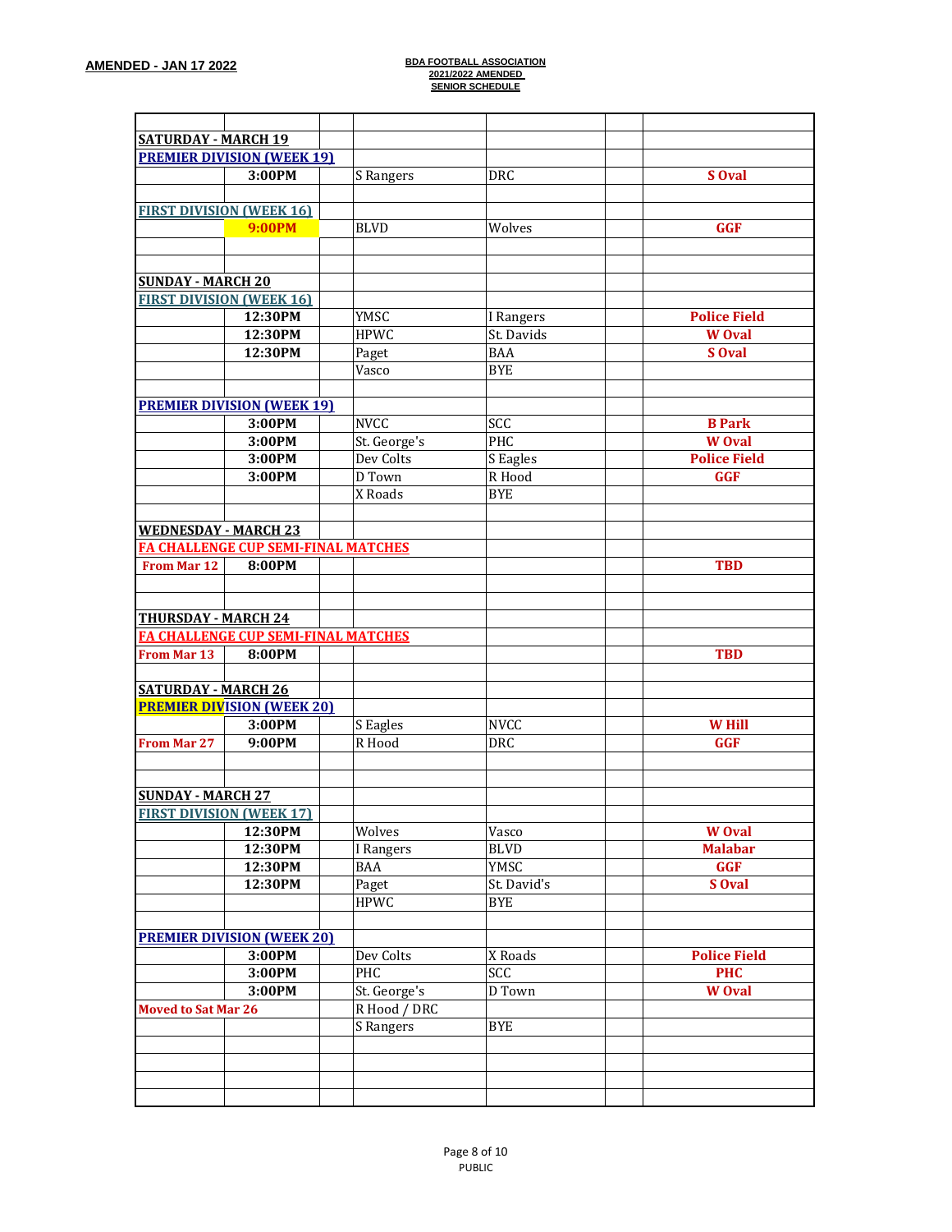**AMENDED - JAN 17 2022**

**BDA FOOTBALL ASSOCIATION**
**2021/2022 AMENDED**
**SENIOR SCHEDULE**

| | | | | | | |
|---|---|---|---|---|---|---|
| **SATURDAY - MARCH 19** | | | | | | |
| **PREMIER DIVISION (WEEK 19)** | | | | | | |
| | **3:00PM** | | S Rangers | DRC | | **S Oval** |
| | | | | | | |
| **FIRST DIVISION (WEEK 16)** | | | | | | |
| | **9:00PM** | | BLVD | Wolves | | **GGF** |
| | | | | | | |
| | | | | | | |
| **SUNDAY - MARCH 20** | | | | | | |
| **FIRST DIVISION (WEEK 16)** | | | | | | |
| | **12:30PM** | | YMSC | I Rangers | | **Police Field** |
| | **12:30PM** | | HPWC | St. Davids | | **W Oval** |
| | **12:30PM** | | Paget | BAA | | **S Oval** |
| | | | Vasco | BYE | | |
| | | | | | | |
| **PREMIER DIVISION (WEEK 19)** | | | | | | |
| | **3:00PM** | | NVCC | SCC | | **B Park** |
| | **3:00PM** | | St. George's | PHC | | **W Oval** |
| | **3:00PM** | | Dev Colts | S Eagles | | **Police Field** |
| | **3:00PM** | | D Town | R Hood | | **GGF** |
| | | | X Roads | BYE | | |
| | | | | | | |
| **WEDNESDAY - MARCH 23** | | | | | | |
| **FA CHALLENGE CUP SEMI-FINAL MATCHES** | | | | | | |
| **From Mar 12** | **8:00PM** | | | | | **TBD** |
| | | | | | | |
| | | | | | | |
| **THURSDAY - MARCH 24** | | | | | | |
| **FA CHALLENGE CUP SEMI-FINAL MATCHES** | | | | | | |
| **From Mar 13** | **8:00PM** | | | | | **TBD** |
| | | | | | | |
| **SATURDAY - MARCH 26** | | | | | | |
| **PREMIER DIVISION (WEEK 20)** | | | | | | |
| | **3:00PM** | | S Eagles | NVCC | | **W Hill** |
| **From Mar 27** | **9:00PM** | | R Hood | DRC | | **GGF** |
| | | | | | | |
| | | | | | | |
| **SUNDAY - MARCH 27** | | | | | | |
| **FIRST DIVISION (WEEK 17)** | | | | | | |
| | **12:30PM** | | Wolves | Vasco | | **W Oval** |
| | **12:30PM** | | I Rangers | BLVD | | **Malabar** |
| | **12:30PM** | | BAA | YMSC | | **GGF** |
| | **12:30PM** | | Paget | St. David's | | **S Oval** |
| | | | HPWC | BYE | | |
| | | | | | | |
| **PREMIER DIVISION (WEEK 20)** | | | | | | |
| | **3:00PM** | | Dev Colts | X Roads | | **Police Field** |
| | **3:00PM** | | PHC | SCC | | **PHC** |
| | **3:00PM** | | St. George's | D Town | | **W Oval** |
| **Moved to Sat Mar 26** | | | R Hood / DRC | | | |
| | | | S Rangers | BYE | | |
| | | | | | | |
| | | | | | | |
| | | | | | | |
| | | | | | | |

PUBLIC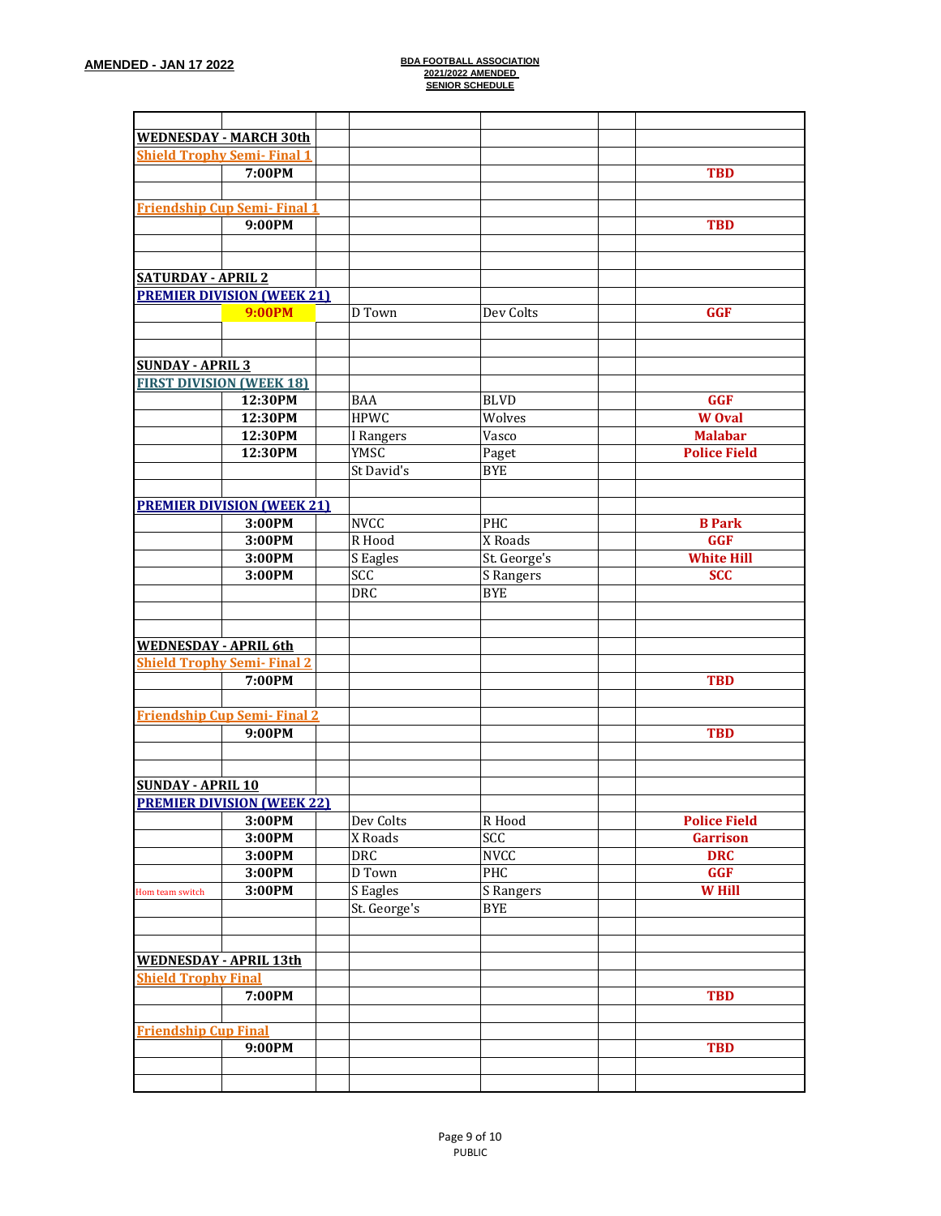**AMENDED - JAN 17 2022**

**BDA FOOTBALL ASSOCIATION**
**2021/2022 AMENDED**
**SENIOR SCHEDULE**

| | | | | | | |
|---|---|---|---|---|---|---|
| **WEDNESDAY - MARCH 30th** | | | | | | |
| **Shield Trophy Semi- Final 1** | | | | | | |
| | **7:00PM** | | | | | **TBD** |
| | | | | | | |
| **Friendship Cup Semi- Final 1** | | | | | | |
| | **9:00PM** | | | | | **TBD** |
| | | | | | | |
| | | | | | | |
| **SATURDAY - APRIL 2** | | | | | | |
| **PREMIER DIVISION (WEEK 21)** | | | | | | |
| | **9:00PM** | | D Town | Dev Colts | | **GGF** |
| | | | | | | |
| | | | | | | |
| **SUNDAY - APRIL 3** | | | | | | |
| **FIRST DIVISION (WEEK 18)** | | | | | | |
| | **12:30PM** | | BAA | BLVD | | **GGF** |
| | **12:30PM** | | HPWC | Wolves | | **W Oval** |
| | **12:30PM** | | I Rangers | Vasco | | **Malabar** |
| | **12:30PM** | | YMSC | Paget | | **Police Field** |
| | | | St David's | BYE | | |
| | | | | | | |
| **PREMIER DIVISION (WEEK 21)** | | | | | | |
| | **3:00PM** | | NVCC | PHC | | **B Park** |
| | **3:00PM** | | R Hood | X Roads | | **GGF** |
| | **3:00PM** | | S Eagles | St. George's | | **White Hill** |
| | **3:00PM** | | SCC | S Rangers | | **SCC** |
| | | | DRC | BYE | | |
| | | | | | | |
| | | | | | | |
| **WEDNESDAY - APRIL 6th** | | | | | | |
| **Shield Trophy Semi- Final 2** | | | | | | |
| | **7:00PM** | | | | | **TBD** |
| | | | | | | |
| **Friendship Cup Semi- Final 2** | | | | | | |
| | **9:00PM** | | | | | **TBD** |
| | | | | | | |
| | | | | | | |
| **SUNDAY - APRIL 10** | | | | | | |
| **PREMIER DIVISION (WEEK 22)** | | | | | | |
| | **3:00PM** | | Dev Colts | R Hood | | **Police Field** |
| | **3:00PM** | | X Roads | SCC | | **Garrison** |
| | **3:00PM** | | DRC | NVCC | | **DRC** |
| | **3:00PM** | | D Town | PHC | | **GGF** |
| Hom team switch | **3:00PM** | | S Eagles | S Rangers | | **W Hill** |
| | | | St. George's | BYE | | |
| | | | | | | |
| | | | | | | |
| **WEDNESDAY - APRIL 13th** | | | | | | |
| **Shield Trophy Final** | | | | | | |
| | **7:00PM** | | | | | **TBD** |
| | | | | | | |
| **Friendship Cup Final** | | | | | | |
| | **9:00PM** | | | | | **TBD** |
| | | | | | | |
| | | | | | | |

PUBLIC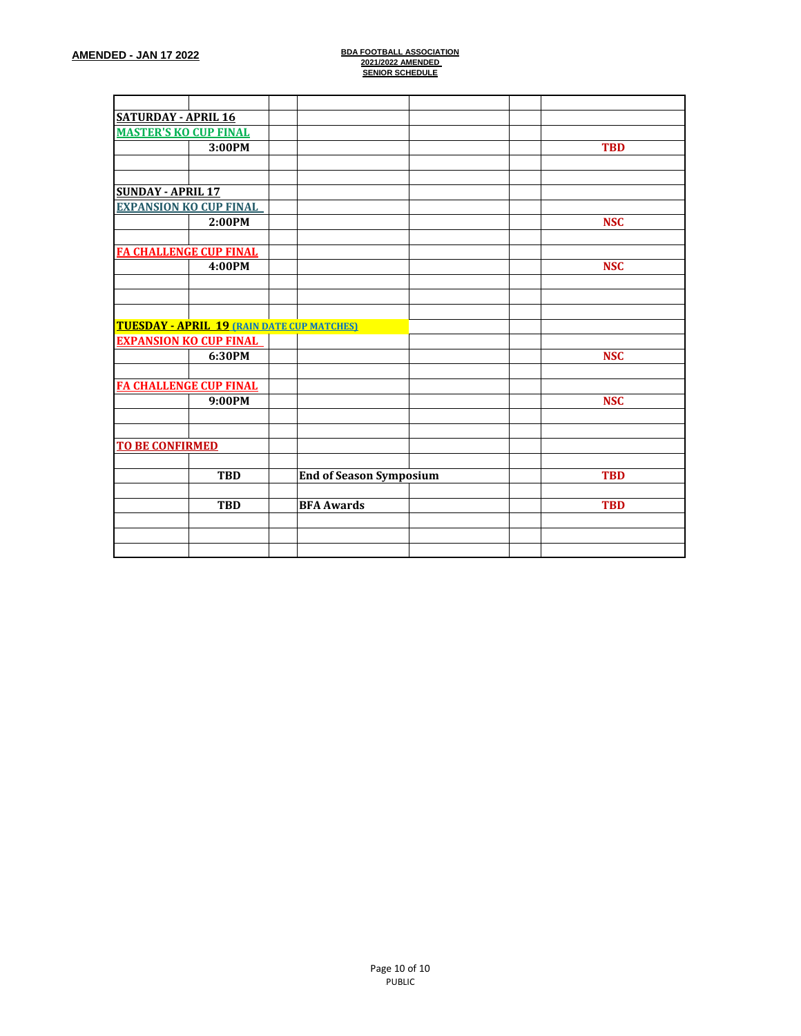**AMENDED - JAN 17 2022**

**BDA FOOTBALL ASSOCIATION**
**2021/2022 AMENDED**
**SENIOR SCHEDULE**

| | | | | | | |
|---|---|---|---|---|---|---|
| **SATURDAY - APRIL 16** | | | | | | |
| **MASTER'S KO CUP FINAL** | | | | | | |
| | **3:00PM** | | | | | **TBD** |
| | | | | | | |
| | | | | | | |
| **SUNDAY - APRIL 17** | | | | | | |
| **EXPANSION KO CUP FINAL** | | | | | | |
| | **2:00PM** | | | | | **NSC** |
| | | | | | | |
| **FA CHALLENGE CUP FINAL** | | | | | | |
| | **4:00PM** | | | | | **NSC** |
| | | | | | | |
| | | | | | | |
| | | | | | | |
| **TUESDAY - APRIL 19 (RAIN DATE CUP MATCHES)** | | | | | | |
| **EXPANSION KO CUP FINAL** | | | | | | |
| | **6:30PM** | | | | | **NSC** |
| | | | | | | |
| **FA CHALLENGE CUP FINAL** | | | | | | |
| | **9:00PM** | | | | | **NSC** |
| | | | | | | |
| | | | | | | |
| **TO BE CONFIRMED** | | | | | | |
| | | | | | | |
| | **TBD** | | **End of Season Symposium** | | | **TBD** |
| | | | | | | |
| | **TBD** | | **BFA Awards** | | | **TBD** |
| | | | | | | |
| | | | | | | |
| | | | | | | |

PUBLIC